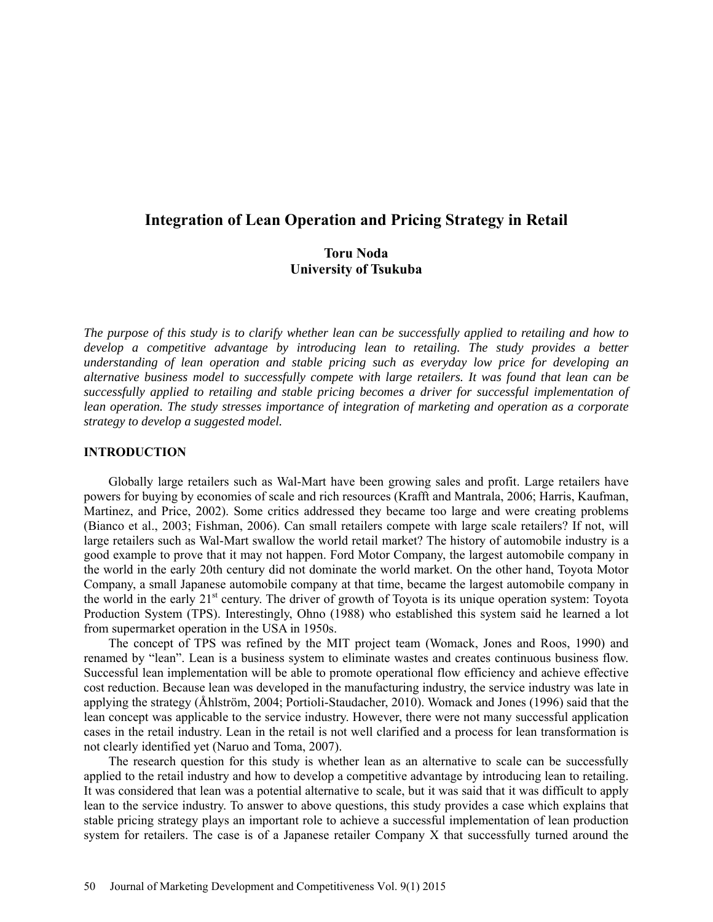# Integration of Lean Operation and Pricing Strategy in Retail

**Toru Noda**
**University of Tsukuba**

*The purpose of this study is to clarify whether lean can be successfully applied to retailing and how to develop a competitive advantage by introducing lean to retailing. The study provides a better understanding of lean operation and stable pricing such as everyday low price for developing an alternative business model to successfully compete with large retailers. It was found that lean can be successfully applied to retailing and stable pricing becomes a driver for successful implementation of lean operation. The study stresses importance of integration of marketing and operation as a corporate strategy to develop a suggested model.*

## INTRODUCTION

Globally large retailers such as Wal-Mart have been growing sales and profit. Large retailers have powers for buying by economies of scale and rich resources (Krafft and Mantrala, 2006; Harris, Kaufman, Martinez, and Price, 2002). Some critics addressed they became too large and were creating problems (Bianco et al., 2003; Fishman, 2006). Can small retailers compete with large scale retailers? If not, will large retailers such as Wal-Mart swallow the world retail market? The history of automobile industry is a good example to prove that it may not happen. Ford Motor Company, the largest automobile company in the world in the early 20th century did not dominate the world market. On the other hand, Toyota Motor Company, a small Japanese automobile company at that time, became the largest automobile company in the world in the early 21st century. The driver of growth of Toyota is its unique operation system: Toyota Production System (TPS). Interestingly, Ohno (1988) who established this system said he learned a lot from supermarket operation in the USA in 1950s.

The concept of TPS was refined by the MIT project team (Womack, Jones and Roos, 1990) and renamed by "lean". Lean is a business system to eliminate wastes and creates continuous business flow. Successful lean implementation will be able to promote operational flow efficiency and achieve effective cost reduction. Because lean was developed in the manufacturing industry, the service industry was late in applying the strategy (Åhlström, 2004; Portioli-Staudacher, 2010). Womack and Jones (1996) said that the lean concept was applicable to the service industry. However, there were not many successful application cases in the retail industry. Lean in the retail is not well clarified and a process for lean transformation is not clearly identified yet (Naruo and Toma, 2007).

The research question for this study is whether lean as an alternative to scale can be successfully applied to the retail industry and how to develop a competitive advantage by introducing lean to retailing. It was considered that lean was a potential alternative to scale, but it was said that it was difficult to apply lean to the service industry. To answer to above questions, this study provides a case which explains that stable pricing strategy plays an important role to achieve a successful implementation of lean production system for retailers. The case is of a Japanese retailer Company X that successfully turned around the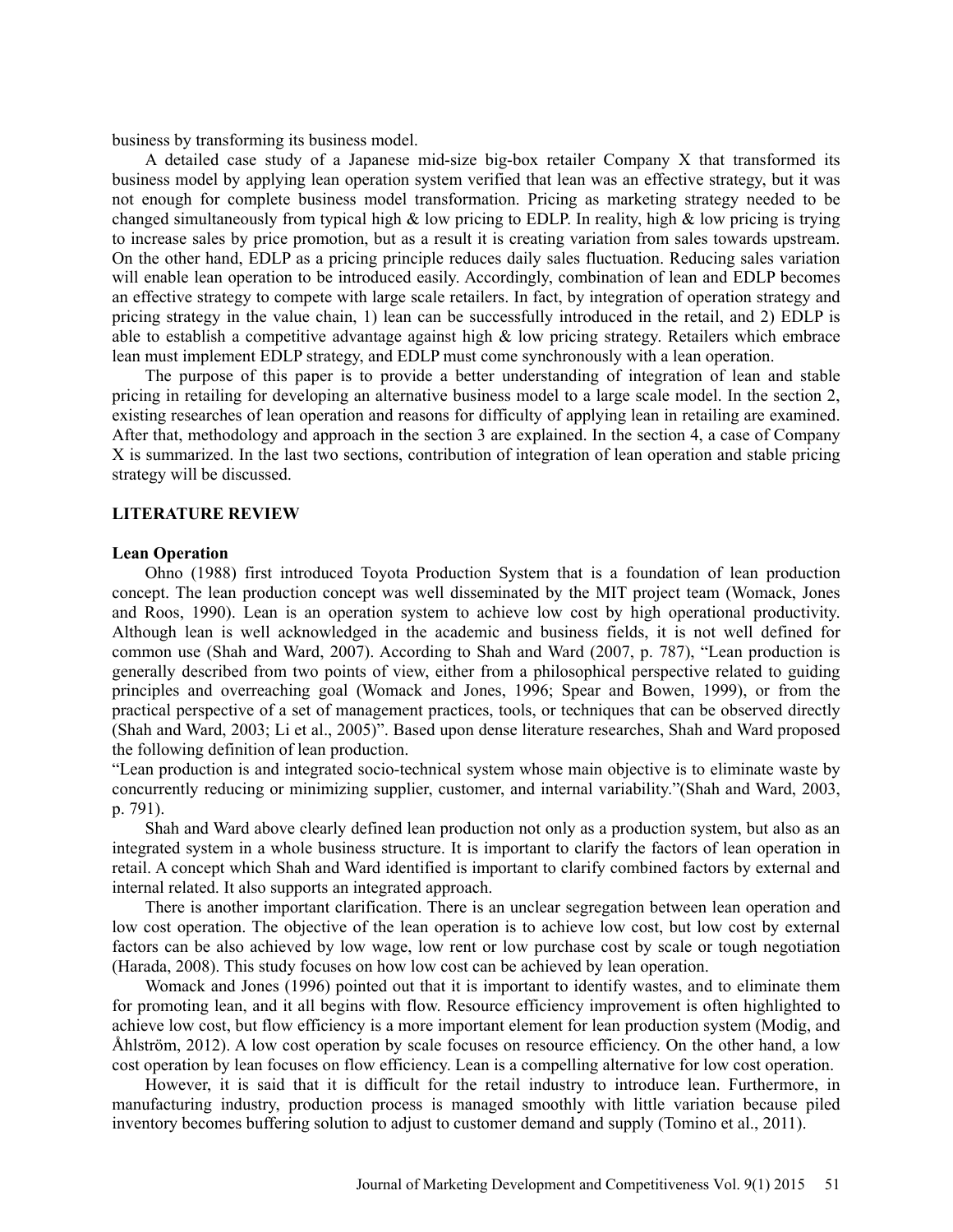business by transforming its business model.

A detailed case study of a Japanese mid-size big-box retailer Company X that transformed its business model by applying lean operation system verified that lean was an effective strategy, but it was not enough for complete business model transformation. Pricing as marketing strategy needed to be changed simultaneously from typical high & low pricing to EDLP. In reality, high & low pricing is trying to increase sales by price promotion, but as a result it is creating variation from sales towards upstream. On the other hand, EDLP as a pricing principle reduces daily sales fluctuation. Reducing sales variation will enable lean operation to be introduced easily. Accordingly, combination of lean and EDLP becomes an effective strategy to compete with large scale retailers. In fact, by integration of operation strategy and pricing strategy in the value chain, 1) lean can be successfully introduced in the retail, and 2) EDLP is able to establish a competitive advantage against high & low pricing strategy. Retailers which embrace lean must implement EDLP strategy, and EDLP must come synchronously with a lean operation.

The purpose of this paper is to provide a better understanding of integration of lean and stable pricing in retailing for developing an alternative business model to a large scale model. In the section 2, existing researches of lean operation and reasons for difficulty of applying lean in retailing are examined. After that, methodology and approach in the section 3 are explained. In the section 4, a case of Company X is summarized. In the last two sections, contribution of integration of lean operation and stable pricing strategy will be discussed.

## LITERATURE REVIEW

### Lean Operation

Ohno (1988) first introduced Toyota Production System that is a foundation of lean production concept. The lean production concept was well disseminated by the MIT project team (Womack, Jones and Roos, 1990). Lean is an operation system to achieve low cost by high operational productivity. Although lean is well acknowledged in the academic and business fields, it is not well defined for common use (Shah and Ward, 2007). According to Shah and Ward (2007, p. 787), "Lean production is generally described from two points of view, either from a philosophical perspective related to guiding principles and overreaching goal (Womack and Jones, 1996; Spear and Bowen, 1999), or from the practical perspective of a set of management practices, tools, or techniques that can be observed directly (Shah and Ward, 2003; Li et al., 2005)". Based upon dense literature researches, Shah and Ward proposed the following definition of lean production.

"Lean production is and integrated socio-technical system whose main objective is to eliminate waste by concurrently reducing or minimizing supplier, customer, and internal variability."(Shah and Ward, 2003, p. 791).

Shah and Ward above clearly defined lean production not only as a production system, but also as an integrated system in a whole business structure. It is important to clarify the factors of lean operation in retail. A concept which Shah and Ward identified is important to clarify combined factors by external and internal related. It also supports an integrated approach.

There is another important clarification. There is an unclear segregation between lean operation and low cost operation. The objective of the lean operation is to achieve low cost, but low cost by external factors can be also achieved by low wage, low rent or low purchase cost by scale or tough negotiation (Harada, 2008). This study focuses on how low cost can be achieved by lean operation.

Womack and Jones (1996) pointed out that it is important to identify wastes, and to eliminate them for promoting lean, and it all begins with flow. Resource efficiency improvement is often highlighted to achieve low cost, but flow efficiency is a more important element for lean production system (Modig, and Åhlström, 2012). A low cost operation by scale focuses on resource efficiency. On the other hand, a low cost operation by lean focuses on flow efficiency. Lean is a compelling alternative for low cost operation.

However, it is said that it is difficult for the retail industry to introduce lean. Furthermore, in manufacturing industry, production process is managed smoothly with little variation because piled inventory becomes buffering solution to adjust to customer demand and supply (Tomino et al., 2011).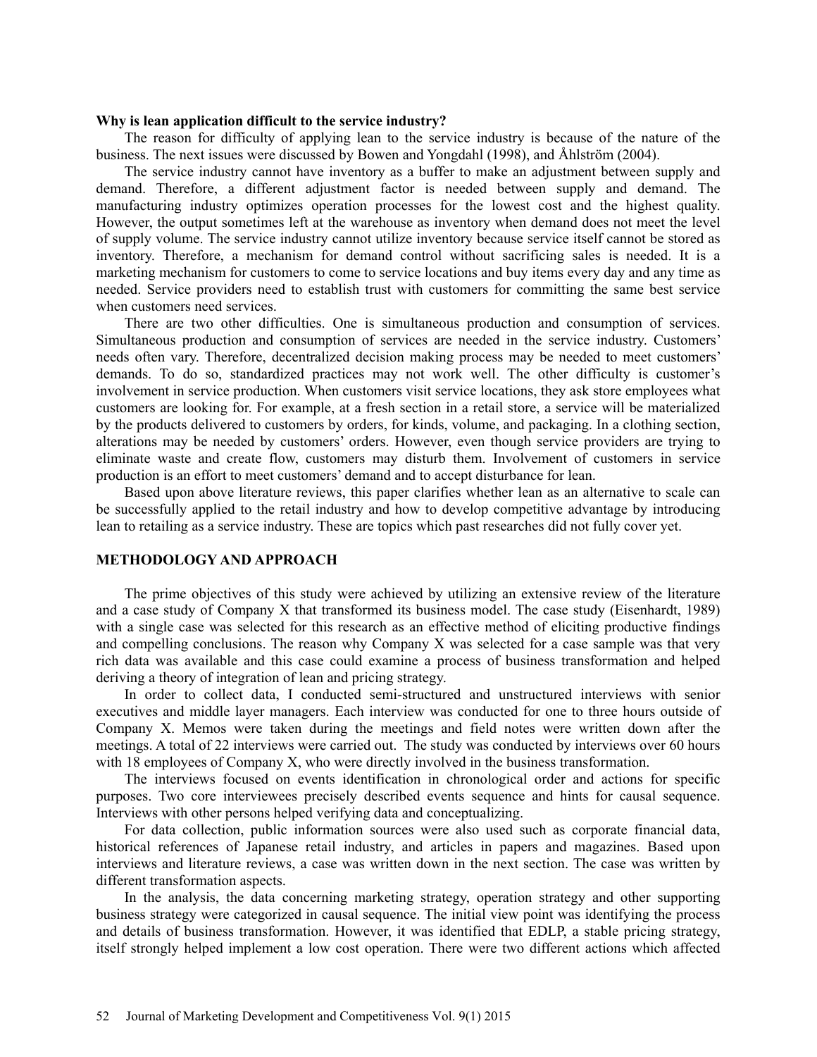### Why is lean application difficult to the service industry?

The reason for difficulty of applying lean to the service industry is because of the nature of the business. The next issues were discussed by Bowen and Yongdahl (1998), and Åhlström (2004).

The service industry cannot have inventory as a buffer to make an adjustment between supply and demand. Therefore, a different adjustment factor is needed between supply and demand. The manufacturing industry optimizes operation processes for the lowest cost and the highest quality. However, the output sometimes left at the warehouse as inventory when demand does not meet the level of supply volume. The service industry cannot utilize inventory because service itself cannot be stored as inventory. Therefore, a mechanism for demand control without sacrificing sales is needed. It is a marketing mechanism for customers to come to service locations and buy items every day and any time as needed. Service providers need to establish trust with customers for committing the same best service when customers need services.

There are two other difficulties. One is simultaneous production and consumption of services. Simultaneous production and consumption of services are needed in the service industry. Customers' needs often vary. Therefore, decentralized decision making process may be needed to meet customers' demands. To do so, standardized practices may not work well. The other difficulty is customer's involvement in service production. When customers visit service locations, they ask store employees what customers are looking for. For example, at a fresh section in a retail store, a service will be materialized by the products delivered to customers by orders, for kinds, volume, and packaging. In a clothing section, alterations may be needed by customers' orders. However, even though service providers are trying to eliminate waste and create flow, customers may disturb them. Involvement of customers in service production is an effort to meet customers' demand and to accept disturbance for lean.

Based upon above literature reviews, this paper clarifies whether lean as an alternative to scale can be successfully applied to the retail industry and how to develop competitive advantage by introducing lean to retailing as a service industry. These are topics which past researches did not fully cover yet.

## METHODOLOGY AND APPROACH

The prime objectives of this study were achieved by utilizing an extensive review of the literature and a case study of Company X that transformed its business model. The case study (Eisenhardt, 1989) with a single case was selected for this research as an effective method of eliciting productive findings and compelling conclusions. The reason why Company X was selected for a case sample was that very rich data was available and this case could examine a process of business transformation and helped deriving a theory of integration of lean and pricing strategy.

In order to collect data, I conducted semi-structured and unstructured interviews with senior executives and middle layer managers. Each interview was conducted for one to three hours outside of Company X. Memos were taken during the meetings and field notes were written down after the meetings. A total of 22 interviews were carried out. The study was conducted by interviews over 60 hours with 18 employees of Company X, who were directly involved in the business transformation.

The interviews focused on events identification in chronological order and actions for specific purposes. Two core interviewees precisely described events sequence and hints for causal sequence. Interviews with other persons helped verifying data and conceptualizing.

For data collection, public information sources were also used such as corporate financial data, historical references of Japanese retail industry, and articles in papers and magazines. Based upon interviews and literature reviews, a case was written down in the next section. The case was written by different transformation aspects.

In the analysis, the data concerning marketing strategy, operation strategy and other supporting business strategy were categorized in causal sequence. The initial view point was identifying the process and details of business transformation. However, it was identified that EDLP, a stable pricing strategy, itself strongly helped implement a low cost operation. There were two different actions which affected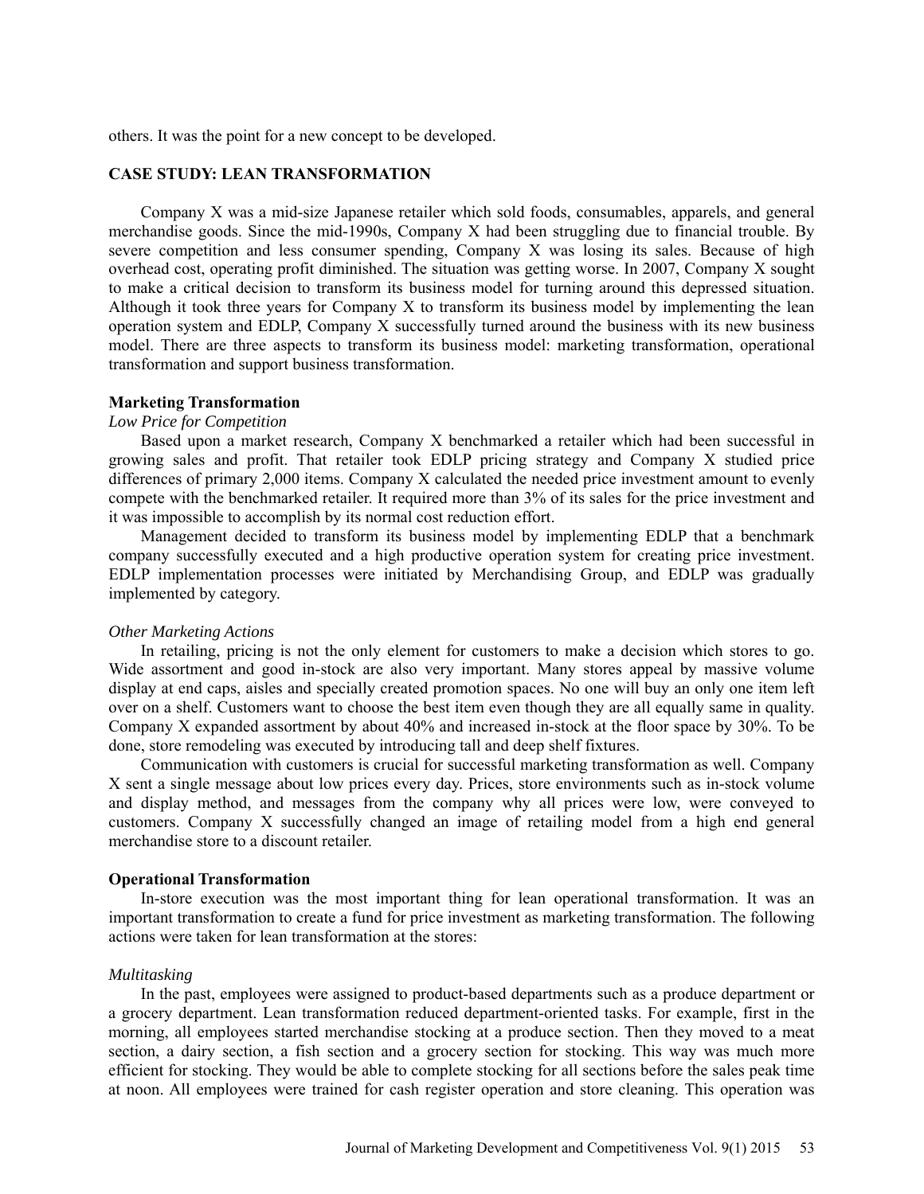others. It was the point for a new concept to be developed.

## CASE STUDY: LEAN TRANSFORMATION

Company X was a mid-size Japanese retailer which sold foods, consumables, apparels, and general merchandise goods. Since the mid-1990s, Company X had been struggling due to financial trouble. By severe competition and less consumer spending, Company X was losing its sales. Because of high overhead cost, operating profit diminished. The situation was getting worse. In 2007, Company X sought to make a critical decision to transform its business model for turning around this depressed situation. Although it took three years for Company X to transform its business model by implementing the lean operation system and EDLP, Company X successfully turned around the business with its new business model. There are three aspects to transform its business model: marketing transformation, operational transformation and support business transformation.

### Marketing Transformation

*Low Price for Competition*

Based upon a market research, Company X benchmarked a retailer which had been successful in growing sales and profit. That retailer took EDLP pricing strategy and Company X studied price differences of primary 2,000 items. Company X calculated the needed price investment amount to evenly compete with the benchmarked retailer. It required more than 3% of its sales for the price investment and it was impossible to accomplish by its normal cost reduction effort.

Management decided to transform its business model by implementing EDLP that a benchmark company successfully executed and a high productive operation system for creating price investment. EDLP implementation processes were initiated by Merchandising Group, and EDLP was gradually implemented by category.

*Other Marketing Actions*

In retailing, pricing is not the only element for customers to make a decision which stores to go. Wide assortment and good in-stock are also very important. Many stores appeal by massive volume display at end caps, aisles and specially created promotion spaces. No one will buy an only one item left over on a shelf. Customers want to choose the best item even though they are all equally same in quality. Company X expanded assortment by about 40% and increased in-stock at the floor space by 30%. To be done, store remodeling was executed by introducing tall and deep shelf fixtures.

Communication with customers is crucial for successful marketing transformation as well. Company X sent a single message about low prices every day. Prices, store environments such as in-stock volume and display method, and messages from the company why all prices were low, were conveyed to customers. Company X successfully changed an image of retailing model from a high end general merchandise store to a discount retailer.

### Operational Transformation

In-store execution was the most important thing for lean operational transformation. It was an important transformation to create a fund for price investment as marketing transformation. The following actions were taken for lean transformation at the stores:

*Multitasking*

In the past, employees were assigned to product-based departments such as a produce department or a grocery department. Lean transformation reduced department-oriented tasks. For example, first in the morning, all employees started merchandise stocking at a produce section. Then they moved to a meat section, a dairy section, a fish section and a grocery section for stocking. This way was much more efficient for stocking. They would be able to complete stocking for all sections before the sales peak time at noon. All employees were trained for cash register operation and store cleaning. This operation was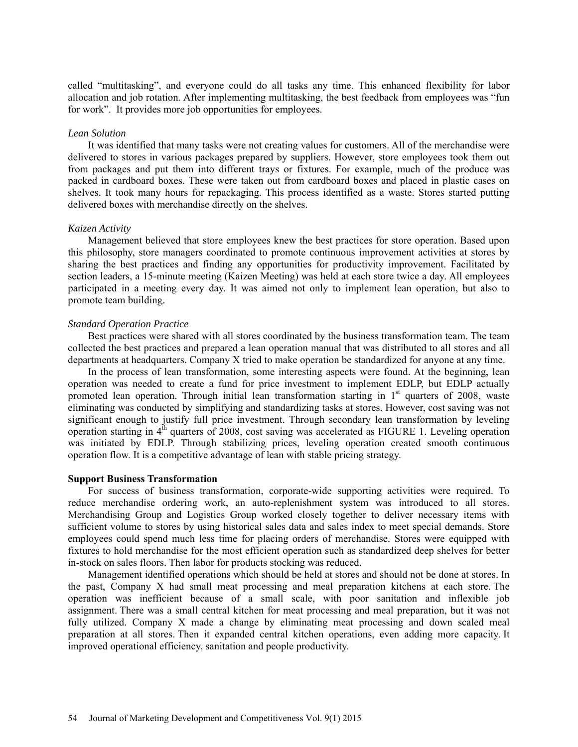called "multitasking", and everyone could do all tasks any time. This enhanced flexibility for labor allocation and job rotation. After implementing multitasking, the best feedback from employees was "fun for work". It provides more job opportunities for employees.

*Lean Solution*

It was identified that many tasks were not creating values for customers. All of the merchandise were delivered to stores in various packages prepared by suppliers. However, store employees took them out from packages and put them into different trays or fixtures. For example, much of the produce was packed in cardboard boxes. These were taken out from cardboard boxes and placed in plastic cases on shelves. It took many hours for repackaging. This process identified as a waste. Stores started putting delivered boxes with merchandise directly on the shelves.

*Kaizen Activity*

Management believed that store employees knew the best practices for store operation. Based upon this philosophy, store managers coordinated to promote continuous improvement activities at stores by sharing the best practices and finding any opportunities for productivity improvement. Facilitated by section leaders, a 15-minute meeting (Kaizen Meeting) was held at each store twice a day. All employees participated in a meeting every day. It was aimed not only to implement lean operation, but also to promote team building.

*Standard Operation Practice*

Best practices were shared with all stores coordinated by the business transformation team. The team collected the best practices and prepared a lean operation manual that was distributed to all stores and all departments at headquarters. Company X tried to make operation be standardized for anyone at any time.

In the process of lean transformation, some interesting aspects were found. At the beginning, lean operation was needed to create a fund for price investment to implement EDLP, but EDLP actually promoted lean operation. Through initial lean transformation starting in 1st quarters of 2008, waste eliminating was conducted by simplifying and standardizing tasks at stores. However, cost saving was not significant enough to justify full price investment. Through secondary lean transformation by leveling operation starting in 4th quarters of 2008, cost saving was accelerated as FIGURE 1. Leveling operation was initiated by EDLP. Through stabilizing prices, leveling operation created smooth continuous operation flow. It is a competitive advantage of lean with stable pricing strategy.

**Support Business Transformation**

For success of business transformation, corporate-wide supporting activities were required. To reduce merchandise ordering work, an auto-replenishment system was introduced to all stores. Merchandising Group and Logistics Group worked closely together to deliver necessary items with sufficient volume to stores by using historical sales data and sales index to meet special demands. Store employees could spend much less time for placing orders of merchandise. Stores were equipped with fixtures to hold merchandise for the most efficient operation such as standardized deep shelves for better in-stock on sales floors. Then labor for products stocking was reduced.

Management identified operations which should be held at stores and should not be done at stores. In the past, Company X had small meat processing and meal preparation kitchens at each store. The operation was inefficient because of a small scale, with poor sanitation and inflexible job assignment. There was a small central kitchen for meat processing and meal preparation, but it was not fully utilized. Company X made a change by eliminating meat processing and down scaled meal preparation at all stores. Then it expanded central kitchen operations, even adding more capacity. It improved operational efficiency, sanitation and people productivity.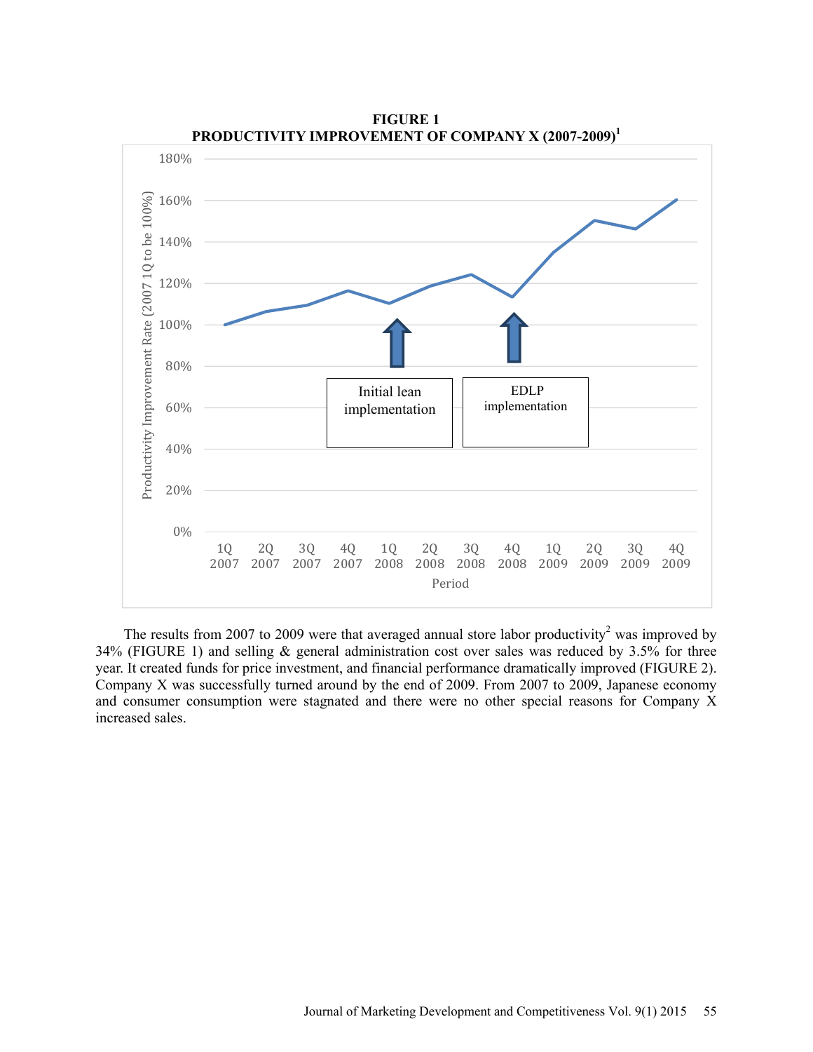**FIGURE 1**
**PRODUCTIVITY IMPROVEMENT OF COMPANY X (2007-2009)[1]**

The results from 2007 to 2009 were that averaged annual store labor productivity[2] was improved by 34% (FIGURE 1) and selling & general administration cost over sales was reduced by 3.5% for three year. It created funds for price investment, and financial performance dramatically improved (FIGURE 2). Company X was successfully turned around by the end of 2009. From 2007 to 2009, Japanese economy and consumer consumption were stagnated and there were no other special reasons for Company X increased sales.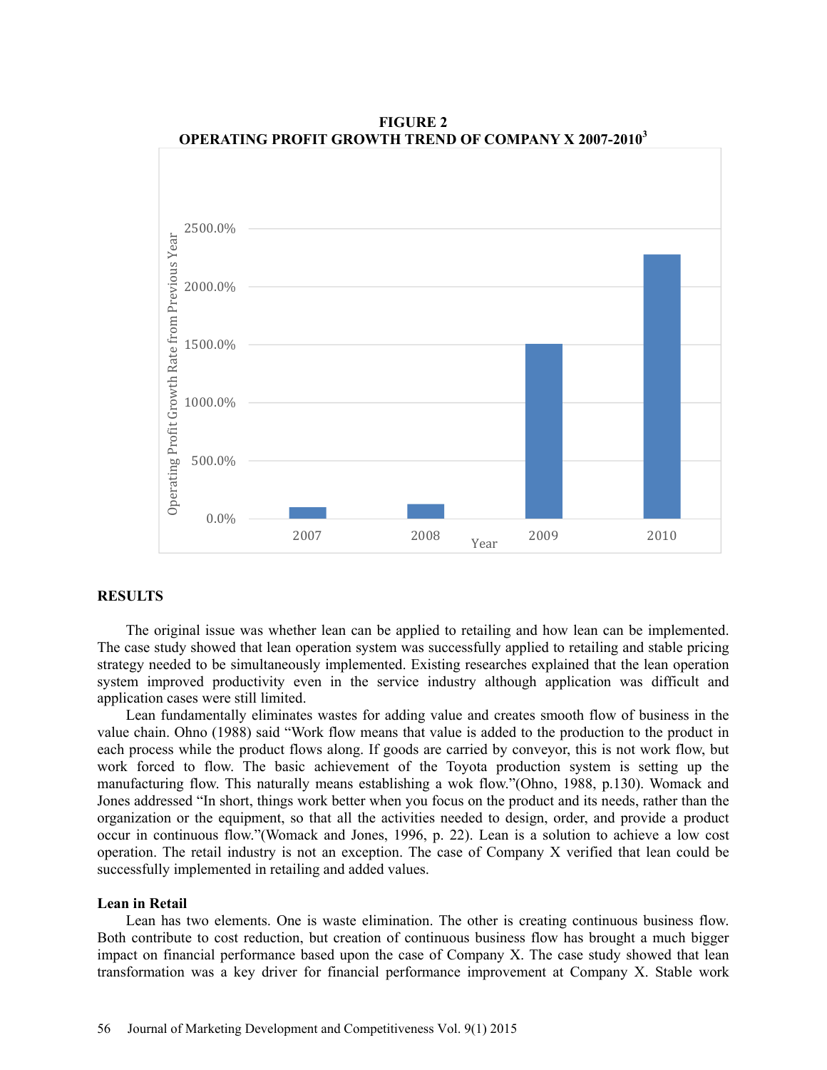**FIGURE 2**
**OPERATING PROFIT GROWTH TREND OF COMPANY X 2007-2010[3]**

## RESULTS

The original issue was whether lean can be applied to retailing and how lean can be implemented. The case study showed that lean operation system was successfully applied to retailing and stable pricing strategy needed to be simultaneously implemented. Existing researches explained that the lean operation system improved productivity even in the service industry although application was difficult and application cases were still limited.

Lean fundamentally eliminates wastes for adding value and creates smooth flow of business in the value chain. Ohno (1988) said "Work flow means that value is added to the production to the product in each process while the product flows along. If goods are carried by conveyor, this is not work flow, but work forced to flow. The basic achievement of the Toyota production system is setting up the manufacturing flow. This naturally means establishing a wok flow."(Ohno, 1988, p.130). Womack and Jones addressed "In short, things work better when you focus on the product and its needs, rather than the organization or the equipment, so that all the activities needed to design, order, and provide a product occur in continuous flow."(Womack and Jones, 1996, p. 22). Lean is a solution to achieve a low cost operation. The retail industry is not an exception. The case of Company X verified that lean could be successfully implemented in retailing and added values.

### Lean in Retail

Lean has two elements. One is waste elimination. The other is creating continuous business flow. Both contribute to cost reduction, but creation of continuous business flow has brought a much bigger impact on financial performance based upon the case of Company X. The case study showed that lean transformation was a key driver for financial performance improvement at Company X. Stable work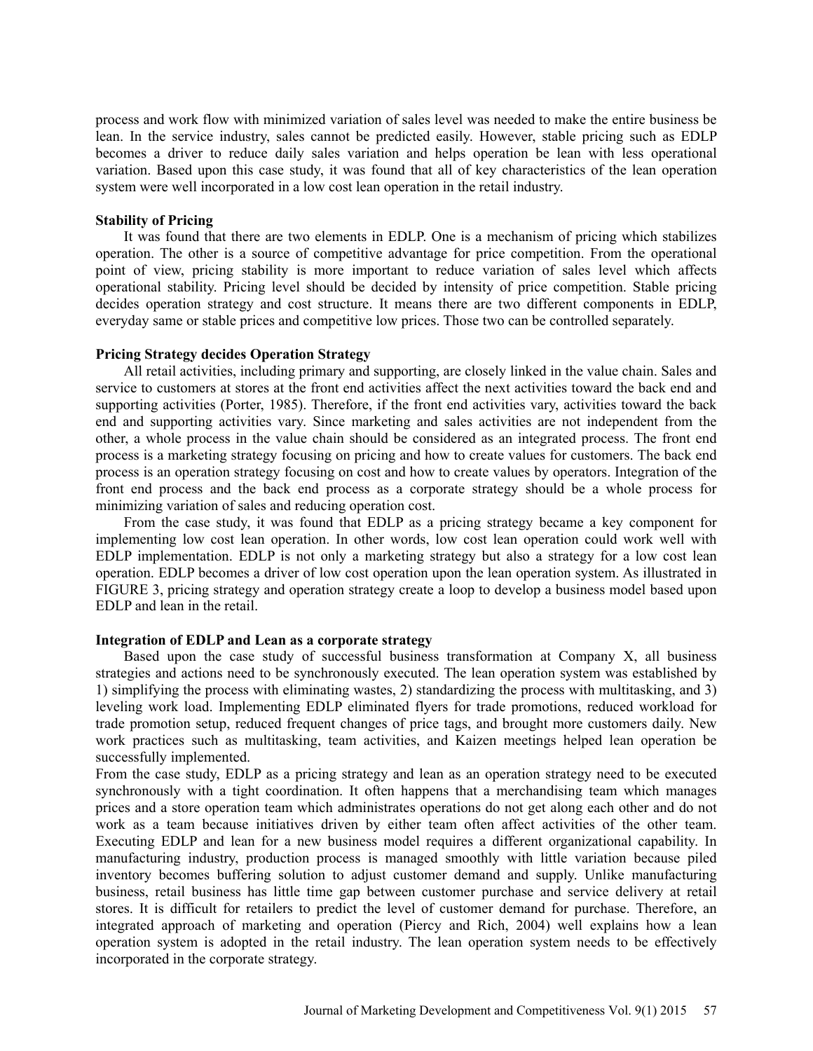process and work flow with minimized variation of sales level was needed to make the entire business be lean. In the service industry, sales cannot be predicted easily. However, stable pricing such as EDLP becomes a driver to reduce daily sales variation and helps operation be lean with less operational variation. Based upon this case study, it was found that all of key characteristics of the lean operation system were well incorporated in a low cost lean operation in the retail industry.

### Stability of Pricing

It was found that there are two elements in EDLP. One is a mechanism of pricing which stabilizes operation. The other is a source of competitive advantage for price competition. From the operational point of view, pricing stability is more important to reduce variation of sales level which affects operational stability. Pricing level should be decided by intensity of price competition. Stable pricing decides operation strategy and cost structure. It means there are two different components in EDLP, everyday same or stable prices and competitive low prices. Those two can be controlled separately.

### Pricing Strategy decides Operation Strategy

All retail activities, including primary and supporting, are closely linked in the value chain. Sales and service to customers at stores at the front end activities affect the next activities toward the back end and supporting activities (Porter, 1985). Therefore, if the front end activities vary, activities toward the back end and supporting activities vary. Since marketing and sales activities are not independent from the other, a whole process in the value chain should be considered as an integrated process. The front end process is a marketing strategy focusing on pricing and how to create values for customers. The back end process is an operation strategy focusing on cost and how to create values by operators. Integration of the front end process and the back end process as a corporate strategy should be a whole process for minimizing variation of sales and reducing operation cost.

From the case study, it was found that EDLP as a pricing strategy became a key component for implementing low cost lean operation. In other words, low cost lean operation could work well with EDLP implementation. EDLP is not only a marketing strategy but also a strategy for a low cost lean operation. EDLP becomes a driver of low cost operation upon the lean operation system. As illustrated in FIGURE 3, pricing strategy and operation strategy create a loop to develop a business model based upon EDLP and lean in the retail.

### Integration of EDLP and Lean as a corporate strategy

Based upon the case study of successful business transformation at Company X, all business strategies and actions need to be synchronously executed. The lean operation system was established by 1) simplifying the process with eliminating wastes, 2) standardizing the process with multitasking, and 3) leveling work load. Implementing EDLP eliminated flyers for trade promotions, reduced workload for trade promotion setup, reduced frequent changes of price tags, and brought more customers daily. New work practices such as multitasking, team activities, and Kaizen meetings helped lean operation be successfully implemented.

From the case study, EDLP as a pricing strategy and lean as an operation strategy need to be executed synchronously with a tight coordination. It often happens that a merchandising team which manages prices and a store operation team which administrates operations do not get along each other and do not work as a team because initiatives driven by either team often affect activities of the other team. Executing EDLP and lean for a new business model requires a different organizational capability. In manufacturing industry, production process is managed smoothly with little variation because piled inventory becomes buffering solution to adjust customer demand and supply. Unlike manufacturing business, retail business has little time gap between customer purchase and service delivery at retail stores. It is difficult for retailers to predict the level of customer demand for purchase. Therefore, an integrated approach of marketing and operation (Piercy and Rich, 2004) well explains how a lean operation system is adopted in the retail industry. The lean operation system needs to be effectively incorporated in the corporate strategy.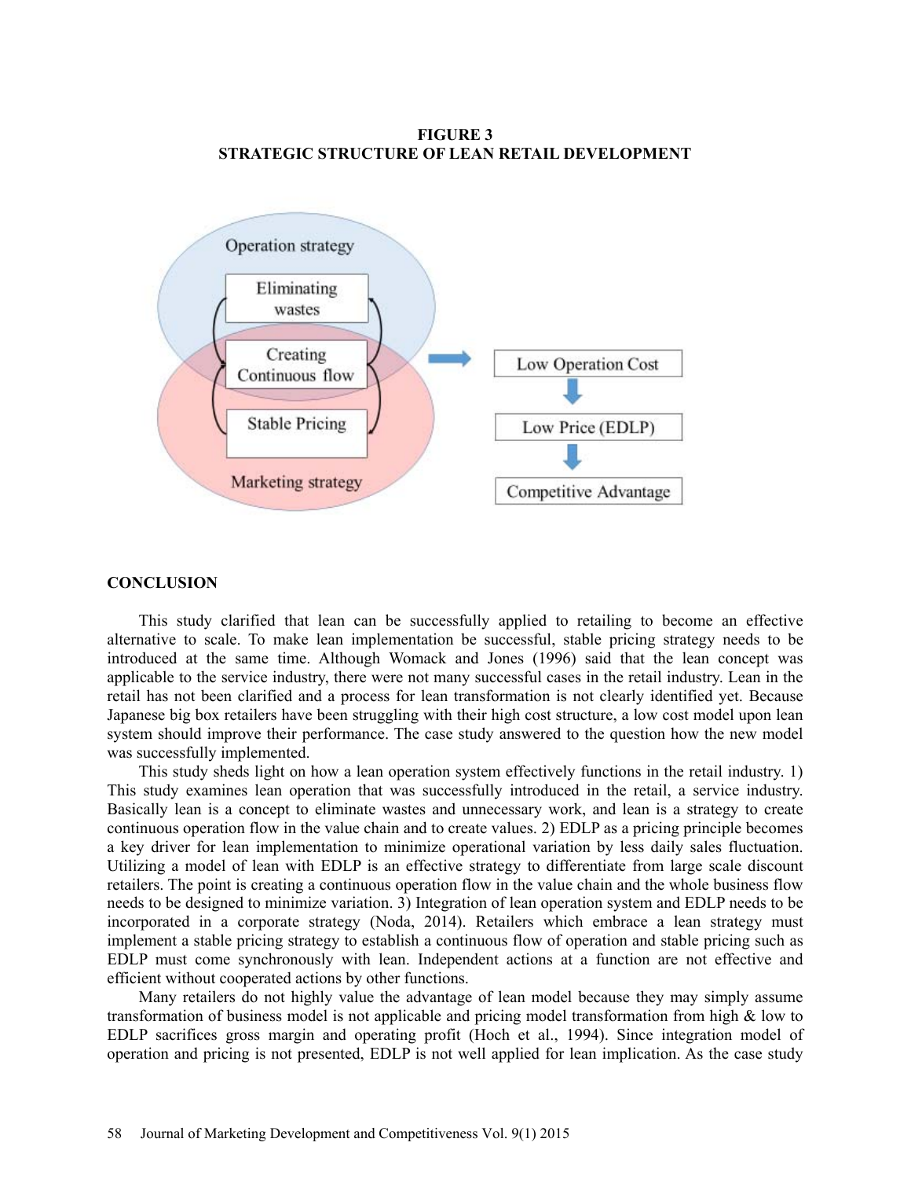**FIGURE 3**
**STRATEGIC STRUCTURE OF LEAN RETAIL DEVELOPMENT**

Operation strategy

Eliminating wastes

Creating Continuous flow

Stable Pricing

Marketing strategy

Low Operation Cost

Low Price (EDLP)

Competitive Advantage

## CONCLUSION

This study clarified that lean can be successfully applied to retailing to become an effective alternative to scale. To make lean implementation be successful, stable pricing strategy needs to be introduced at the same time. Although Womack and Jones (1996) said that the lean concept was applicable to the service industry, there were not many successful cases in the retail industry. Lean in the retail has not been clarified and a process for lean transformation is not clearly identified yet. Because Japanese big box retailers have been struggling with their high cost structure, a low cost model upon lean system should improve their performance. The case study answered to the question how the new model was successfully implemented.

This study sheds light on how a lean operation system effectively functions in the retail industry. 1) This study examines lean operation that was successfully introduced in the retail, a service industry. Basically lean is a concept to eliminate wastes and unnecessary work, and lean is a strategy to create continuous operation flow in the value chain and to create values. 2) EDLP as a pricing principle becomes a key driver for lean implementation to minimize operational variation by less daily sales fluctuation. Utilizing a model of lean with EDLP is an effective strategy to differentiate from large scale discount retailers. The point is creating a continuous operation flow in the value chain and the whole business flow needs to be designed to minimize variation. 3) Integration of lean operation system and EDLP needs to be incorporated in a corporate strategy (Noda, 2014). Retailers which embrace a lean strategy must implement a stable pricing strategy to establish a continuous flow of operation and stable pricing such as EDLP must come synchronously with lean. Independent actions at a function are not effective and efficient without cooperated actions by other functions.

Many retailers do not highly value the advantage of lean model because they may simply assume transformation of business model is not applicable and pricing model transformation from high & low to EDLP sacrifices gross margin and operating profit (Hoch et al., 1994). Since integration model of operation and pricing is not presented, EDLP is not well applied for lean implication. As the case study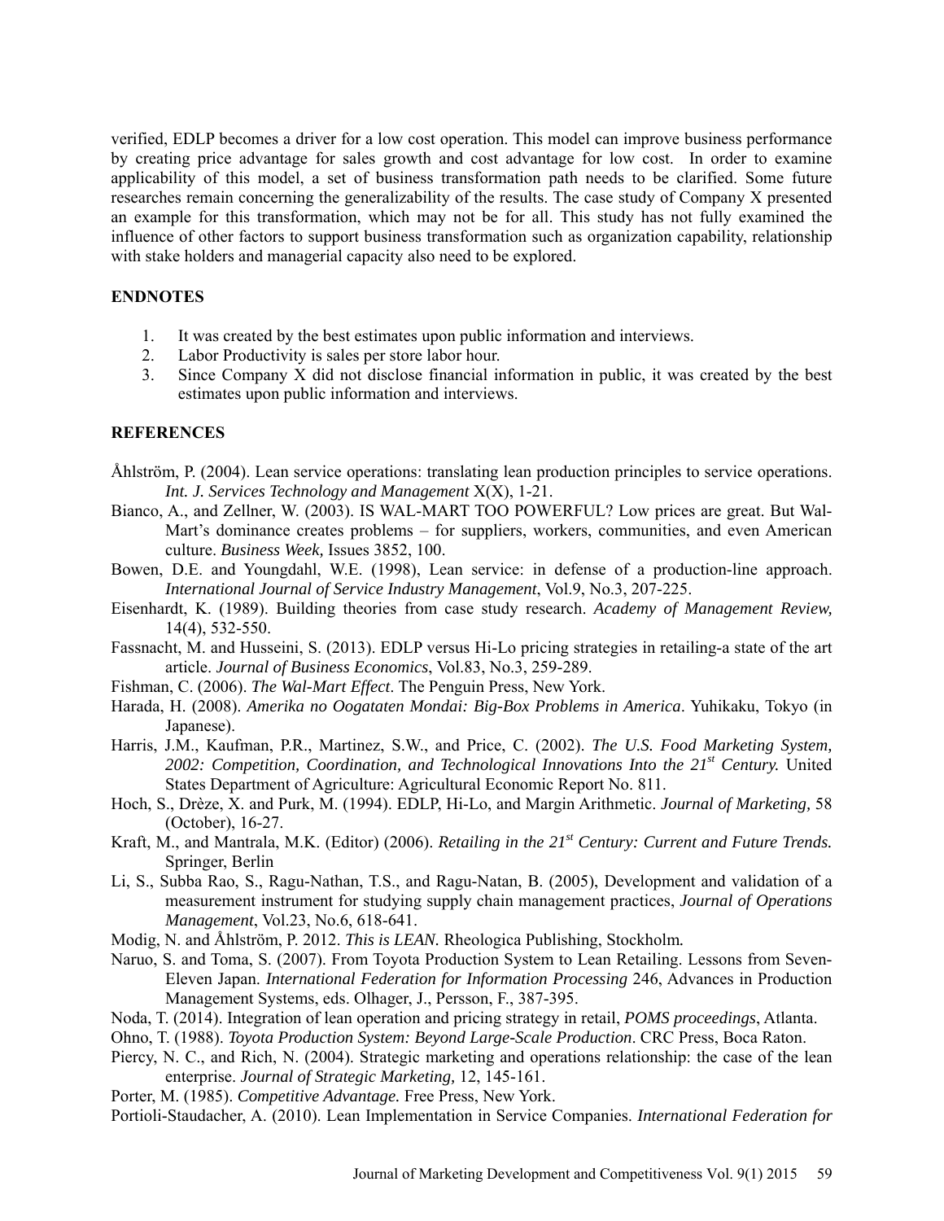verified, EDLP becomes a driver for a low cost operation. This model can improve business performance by creating price advantage for sales growth and cost advantage for low cost. In order to examine applicability of this model, a set of business transformation path needs to be clarified. Some future researches remain concerning the generalizability of the results. The case study of Company X presented an example for this transformation, which may not be for all. This study has not fully examined the influence of other factors to support business transformation such as organization capability, relationship with stake holders and managerial capacity also need to be explored.

## ENDNOTES

1. It was created by the best estimates upon public information and interviews.
2. Labor Productivity is sales per store labor hour.
3. Since Company X did not disclose financial information in public, it was created by the best estimates upon public information and interviews.

## REFERENCES

Åhlström, P. (2004). Lean service operations: translating lean production principles to service operations. *Int. J. Services Technology and Management* X(X), 1-21.

Bianco, A., and Zellner, W. (2003). IS WAL-MART TOO POWERFUL? Low prices are great. But Wal-Mart's dominance creates problems – for suppliers, workers, communities, and even American culture. *Business Week,* Issues 3852, 100.

Bowen, D.E. and Youngdahl, W.E. (1998), Lean service: in defense of a production-line approach. *International Journal of Service Industry Management*, Vol.9, No.3, 207-225.

Eisenhardt, K. (1989). Building theories from case study research. *Academy of Management Review,* 14(4), 532-550.

Fassnacht, M. and Husseini, S. (2013). EDLP versus Hi-Lo pricing strategies in retailing-a state of the art article. *Journal of Business Economics*, Vol.83, No.3, 259-289.

Fishman, C. (2006). *The Wal-Mart Effect*. The Penguin Press, New York.

Harada, H. (2008). *Amerika no Oogataten Mondai: Big-Box Problems in America*. Yuhikaku, Tokyo (in Japanese).

Harris, J.M., Kaufman, P.R., Martinez, S.W., and Price, C. (2002). *The U.S. Food Marketing System, 2002: Competition, Coordination, and Technological Innovations Into the 21st Century.* United States Department of Agriculture: Agricultural Economic Report No. 811.

Hoch, S., Drèze, X. and Purk, M. (1994). EDLP, Hi-Lo, and Margin Arithmetic. *Journal of Marketing,* 58 (October), 16-27.

Kraft, M., and Mantrala, M.K. (Editor) (2006). *Retailing in the 21st Century: Current and Future Trends.* Springer, Berlin

Li, S., Subba Rao, S., Ragu-Nathan, T.S., and Ragu-Natan, B. (2005), Development and validation of a measurement instrument for studying supply chain management practices, *Journal of Operations Management*, Vol.23, No.6, 618-641.

Modig, N. and Åhlström, P. 2012. *This is LEAN.* Rheologica Publishing, Stockholm*.*

Naruo, S. and Toma, S. (2007). From Toyota Production System to Lean Retailing. Lessons from Seven-Eleven Japan. *International Federation for Information Processing* 246, Advances in Production Management Systems, eds. Olhager, J., Persson, F., 387-395.

Noda, T. (2014). Integration of lean operation and pricing strategy in retail, *POMS proceedings*, Atlanta.

Ohno, T. (1988). *Toyota Production System: Beyond Large-Scale Production*. CRC Press, Boca Raton.

Piercy, N. C., and Rich, N. (2004). Strategic marketing and operations relationship: the case of the lean enterprise. *Journal of Strategic Marketing,* 12, 145-161.

Porter, M. (1985). *Competitive Advantage.* Free Press, New York.

Portioli-Staudacher, A. (2010). Lean Implementation in Service Companies. *International Federation for*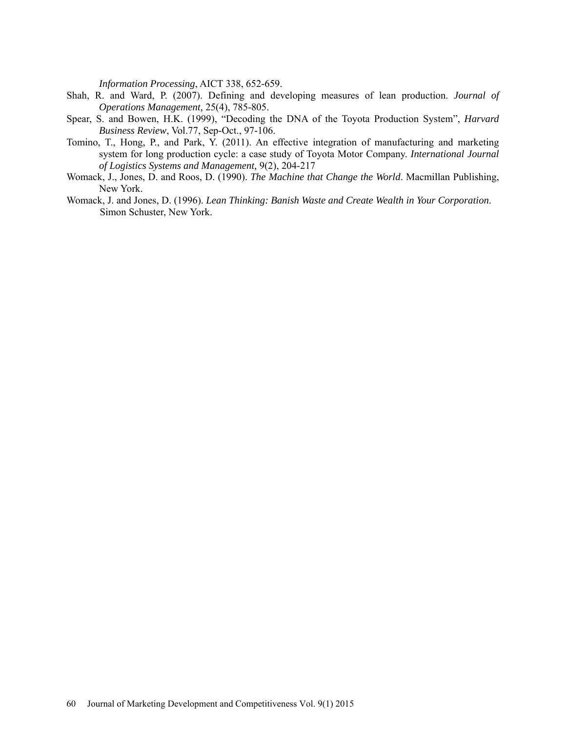*Information Processing*, AICT 338, 652-659.

Shah, R. and Ward, P. (2007). Defining and developing measures of lean production. *Journal of Operations Management,* 25(4), 785-805.

Spear, S. and Bowen, H.K. (1999), "Decoding the DNA of the Toyota Production System", *Harvard Business Review*, Vol.77, Sep-Oct., 97-106.

Tomino, T., Hong, P., and Park, Y. (2011). An effective integration of manufacturing and marketing system for long production cycle: a case study of Toyota Motor Company. *International Journal of Logistics Systems and Management,* 9(2), 204-217

Womack, J., Jones, D. and Roos, D. (1990). *The Machine that Change the World*. Macmillan Publishing, New York.

Womack, J. and Jones, D. (1996). *Lean Thinking: Banish Waste and Create Wealth in Your Corporation*. Simon Schuster, New York.